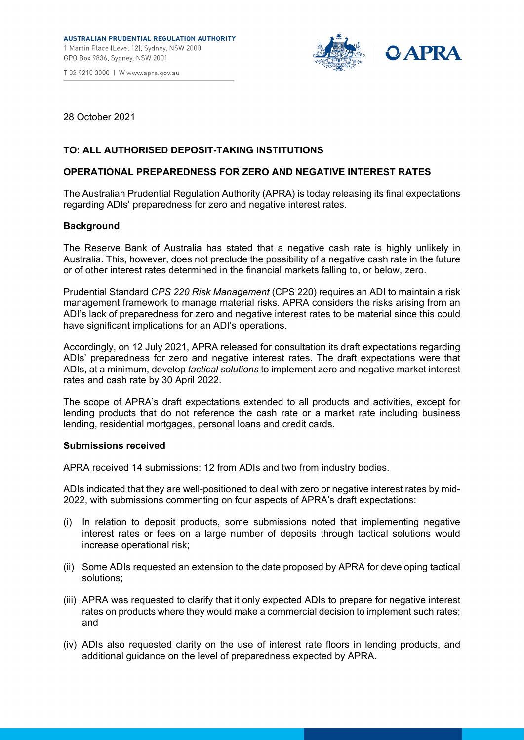**AUSTRALIAN PRUDENTIAL REGULATION AUTHORITY**
1 Martin Place (Level 12), Sydney, NSW 2000
GPO Box 9836, Sydney, NSW 2001

T 02 9210 3000 | W www.apra.gov.au

28 October 2021

**TO: ALL AUTHORISED DEPOSIT-TAKING INSTITUTIONS**

**OPERATIONAL PREPAREDNESS FOR ZERO AND NEGATIVE INTEREST RATES**

The Australian Prudential Regulation Authority (APRA) is today releasing its final expectations regarding ADIs' preparedness for zero and negative interest rates.

**Background**

The Reserve Bank of Australia has stated that a negative cash rate is highly unlikely in Australia. This, however, does not preclude the possibility of a negative cash rate in the future or of other interest rates determined in the financial markets falling to, or below, zero.

Prudential Standard *CPS 220 Risk Management* (CPS 220) requires an ADI to maintain a risk management framework to manage material risks. APRA considers the risks arising from an ADI's lack of preparedness for zero and negative interest rates to be material since this could have significant implications for an ADI's operations.

Accordingly, on 12 July 2021, APRA released for consultation its draft expectations regarding ADIs' preparedness for zero and negative interest rates. The draft expectations were that ADIs, at a minimum, develop *tactical solutions* to implement zero and negative market interest rates and cash rate by 30 April 2022.

The scope of APRA's draft expectations extended to all products and activities, except for lending products that do not reference the cash rate or a market rate including business lending, residential mortgages, personal loans and credit cards.

**Submissions received**

APRA received 14 submissions: 12 from ADIs and two from industry bodies.

ADIs indicated that they are well-positioned to deal with zero or negative interest rates by mid-2022, with submissions commenting on four aspects of APRA's draft expectations:

(i) In relation to deposit products, some submissions noted that implementing negative interest rates or fees on a large number of deposits through tactical solutions would increase operational risk;

(ii) Some ADIs requested an extension to the date proposed by APRA for developing tactical solutions;

(iii) APRA was requested to clarify that it only expected ADIs to prepare for negative interest rates on products where they would make a commercial decision to implement such rates; and

(iv) ADIs also requested clarity on the use of interest rate floors in lending products, and additional guidance on the level of preparedness expected by APRA.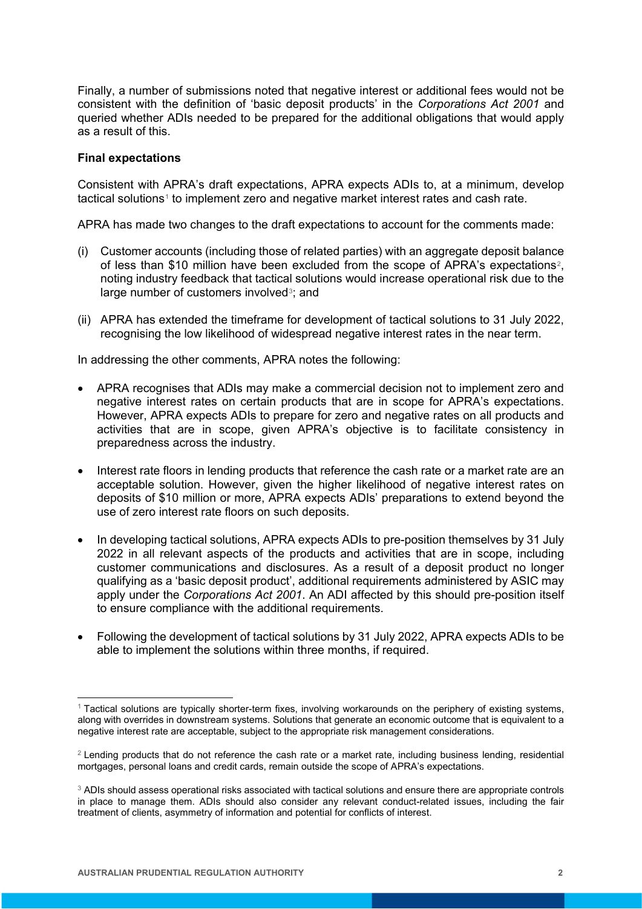Finally, a number of submissions noted that negative interest or additional fees would not be consistent with the definition of 'basic deposit products' in the *Corporations Act 2001* and queried whether ADIs needed to be prepared for the additional obligations that would apply as a result of this.

**Final expectations**

Consistent with APRA's draft expectations, APRA expects ADIs to, at a minimum, develop tactical solutions[1] to implement zero and negative market interest rates and cash rate.

APRA has made two changes to the draft expectations to account for the comments made:

(i) Customer accounts (including those of related parties) with an aggregate deposit balance of less than $10 million have been excluded from the scope of APRA's expectations[2], noting industry feedback that tactical solutions would increase operational risk due to the large number of customers involved[3]; and

(ii) APRA has extended the timeframe for development of tactical solutions to 31 July 2022, recognising the low likelihood of widespread negative interest rates in the near term.

In addressing the other comments, APRA notes the following:

- APRA recognises that ADIs may make a commercial decision not to implement zero and negative interest rates on certain products that are in scope for APRA's expectations. However, APRA expects ADIs to prepare for zero and negative rates on all products and activities that are in scope, given APRA's objective is to facilitate consistency in preparedness across the industry.
- Interest rate floors in lending products that reference the cash rate or a market rate are an acceptable solution. However, given the higher likelihood of negative interest rates on deposits of $10 million or more, APRA expects ADIs' preparations to extend beyond the use of zero interest rate floors on such deposits.
- In developing tactical solutions, APRA expects ADIs to pre-position themselves by 31 July 2022 in all relevant aspects of the products and activities that are in scope, including customer communications and disclosures. As a result of a deposit product no longer qualifying as a 'basic deposit product', additional requirements administered by ASIC may apply under the *Corporations Act 2001*. An ADI affected by this should pre-position itself to ensure compliance with the additional requirements.
- Following the development of tactical solutions by 31 July 2022, APRA expects ADIs to be able to implement the solutions within three months, if required.

---

[1] Tactical solutions are typically shorter-term fixes, involving workarounds on the periphery of existing systems, along with overrides in downstream systems. Solutions that generate an economic outcome that is equivalent to a negative interest rate are acceptable, subject to the appropriate risk management considerations.

[2] Lending products that do not reference the cash rate or a market rate, including business lending, residential mortgages, personal loans and credit cards, remain outside the scope of APRA's expectations.

[3] ADIs should assess operational risks associated with tactical solutions and ensure there are appropriate controls in place to manage them. ADIs should also consider any relevant conduct-related issues, including the fair treatment of clients, asymmetry of information and potential for conflicts of interest.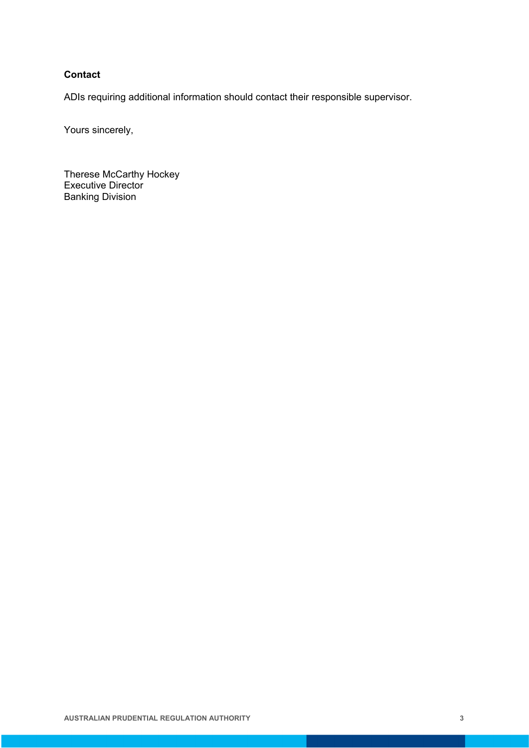**Contact**

ADIs requiring additional information should contact their responsible supervisor.

Yours sincerely,

Therese McCarthy Hockey
Executive Director
Banking Division